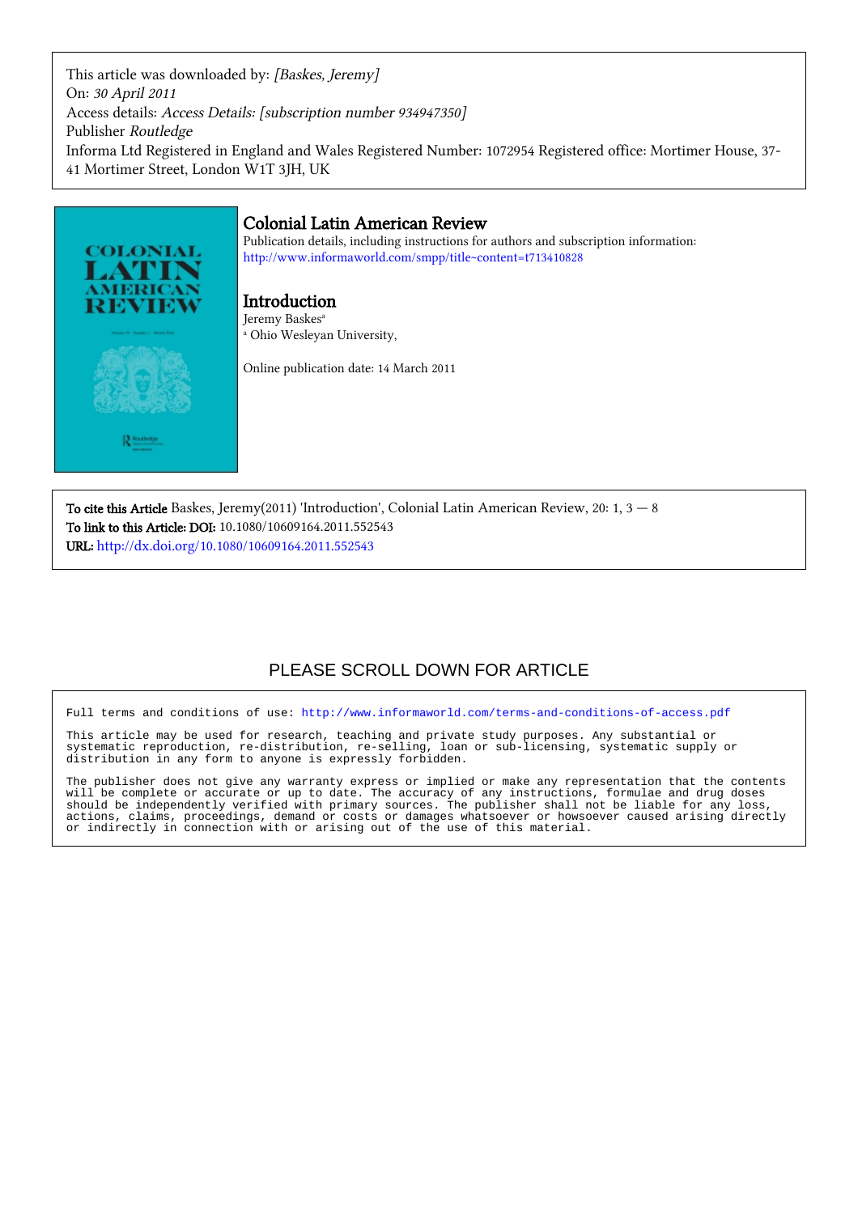This article was downloaded by: *[Baskes, Jeremy]*
On: *30 April 2011*
Access details: *Access Details: [subscription number 934947350]*
Publisher *Routledge*
Informa Ltd Registered in England and Wales Registered Number: 1072954 Registered office: Mortimer House, 37-41 Mortimer Street, London W1T 3JH, UK

## Colonial Latin American Review

Publication details, including instructions for authors and subscription information:
http://www.informaworld.com/smpp/title~content=t713410828

## Introduction

Jeremy Baskes[a]
[a] Ohio Wesleyan University,

Online publication date: 14 March 2011

**To cite this Article** Baskes, Jeremy(2011) 'Introduction', Colonial Latin American Review, 20: 1, 3 — 8
**To link to this Article: DOI:** 10.1080/10609164.2011.552543
**URL:** http://dx.doi.org/10.1080/10609164.2011.552543

PLEASE SCROLL DOWN FOR ARTICLE

Full terms and conditions of use: http://www.informaworld.com/terms-and-conditions-of-access.pdf

This article may be used for research, teaching and private study purposes. Any substantial or systematic reproduction, re-distribution, re-selling, loan or sub-licensing, systematic supply or distribution in any form to anyone is expressly forbidden.

The publisher does not give any warranty express or implied or make any representation that the contents will be complete or accurate or up to date. The accuracy of any instructions, formulae and drug doses should be independently verified with primary sources. The publisher shall not be liable for any loss, actions, claims, proceedings, demand or costs or damages whatsoever or howsoever caused arising directly or indirectly in connection with or arising out of the use of this material.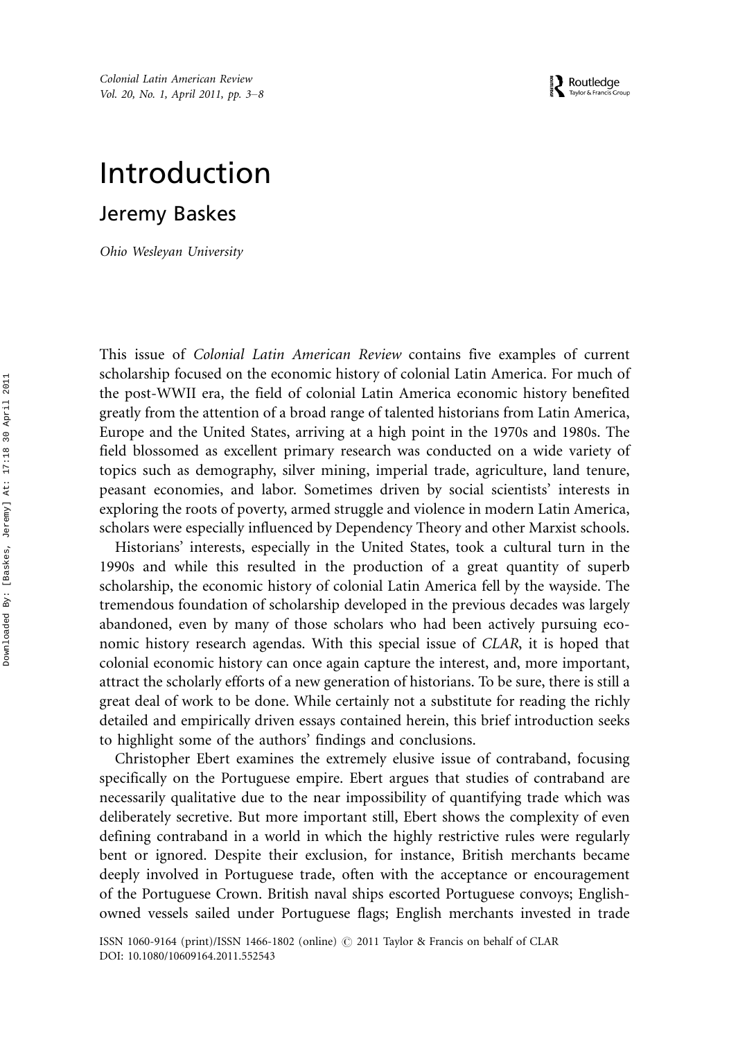# Introduction

## Jeremy Baskes

*Ohio Wesleyan University*

This issue of *Colonial Latin American Review* contains five examples of current scholarship focused on the economic history of colonial Latin America. For much of the post-WWII era, the field of colonial Latin America economic history benefited greatly from the attention of a broad range of talented historians from Latin America, Europe and the United States, arriving at a high point in the 1970s and 1980s. The field blossomed as excellent primary research was conducted on a wide variety of topics such as demography, silver mining, imperial trade, agriculture, land tenure, peasant economies, and labor. Sometimes driven by social scientists' interests in exploring the roots of poverty, armed struggle and violence in modern Latin America, scholars were especially influenced by Dependency Theory and other Marxist schools.

Historians' interests, especially in the United States, took a cultural turn in the 1990s and while this resulted in the production of a great quantity of superb scholarship, the economic history of colonial Latin America fell by the wayside. The tremendous foundation of scholarship developed in the previous decades was largely abandoned, even by many of those scholars who had been actively pursuing economic history research agendas. With this special issue of *CLAR*, it is hoped that colonial economic history can once again capture the interest, and, more important, attract the scholarly efforts of a new generation of historians. To be sure, there is still a great deal of work to be done. While certainly not a substitute for reading the richly detailed and empirically driven essays contained herein, this brief introduction seeks to highlight some of the authors' findings and conclusions.

Christopher Ebert examines the extremely elusive issue of contraband, focusing specifically on the Portuguese empire. Ebert argues that studies of contraband are necessarily qualitative due to the near impossibility of quantifying trade which was deliberately secretive. But more important still, Ebert shows the complexity of even defining contraband in a world in which the highly restrictive rules were regularly bent or ignored. Despite their exclusion, for instance, British merchants became deeply involved in Portuguese trade, often with the acceptance or encouragement of the Portuguese Crown. British naval ships escorted Portuguese convoys; English-owned vessels sailed under Portuguese flags; English merchants invested in trade

ISSN 1060-9164 (print)/ISSN 1466-1802 (online) © 2011 Taylor & Francis on behalf of CLAR
DOI: 10.1080/10609164.2011.552543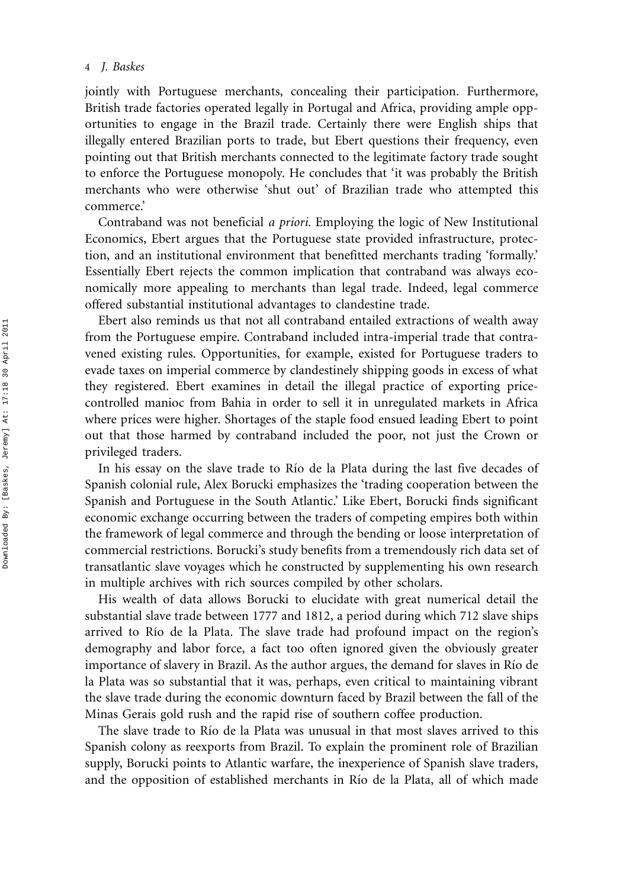jointly with Portuguese merchants, concealing their participation. Furthermore, British trade factories operated legally in Portugal and Africa, providing ample opportunities to engage in the Brazil trade. Certainly there were English ships that illegally entered Brazilian ports to trade, but Ebert questions their frequency, even pointing out that British merchants connected to the legitimate factory trade sought to enforce the Portuguese monopoly. He concludes that 'it was probably the British merchants who were otherwise 'shut out' of Brazilian trade who attempted this commerce.'

Contraband was not beneficial *a priori*. Employing the logic of New Institutional Economics, Ebert argues that the Portuguese state provided infrastructure, protection, and an institutional environment that benefitted merchants trading 'formally.' Essentially Ebert rejects the common implication that contraband was always economically more appealing to merchants than legal trade. Indeed, legal commerce offered substantial institutional advantages to clandestine trade.

Ebert also reminds us that not all contraband entailed extractions of wealth away from the Portuguese empire. Contraband included intra-imperial trade that contravened existing rules. Opportunities, for example, existed for Portuguese traders to evade taxes on imperial commerce by clandestinely shipping goods in excess of what they registered. Ebert examines in detail the illegal practice of exporting price-controlled manioc from Bahia in order to sell it in unregulated markets in Africa where prices were higher. Shortages of the staple food ensued leading Ebert to point out that those harmed by contraband included the poor, not just the Crown or privileged traders.

In his essay on the slave trade to Río de la Plata during the last five decades of Spanish colonial rule, Alex Borucki emphasizes the 'trading cooperation between the Spanish and Portuguese in the South Atlantic.' Like Ebert, Borucki finds significant economic exchange occurring between the traders of competing empires both within the framework of legal commerce and through the bending or loose interpretation of commercial restrictions. Borucki's study benefits from a tremendously rich data set of transatlantic slave voyages which he constructed by supplementing his own research in multiple archives with rich sources compiled by other scholars.

His wealth of data allows Borucki to elucidate with great numerical detail the substantial slave trade between 1777 and 1812, a period during which 712 slave ships arrived to Río de la Plata. The slave trade had profound impact on the region's demography and labor force, a fact too often ignored given the obviously greater importance of slavery in Brazil. As the author argues, the demand for slaves in Río de la Plata was so substantial that it was, perhaps, even critical to maintaining vibrant the slave trade during the economic downturn faced by Brazil between the fall of the Minas Gerais gold rush and the rapid rise of southern coffee production.

The slave trade to Río de la Plata was unusual in that most slaves arrived to this Spanish colony as reexports from Brazil. To explain the prominent role of Brazilian supply, Borucki points to Atlantic warfare, the inexperience of Spanish slave traders, and the opposition of established merchants in Río de la Plata, all of which made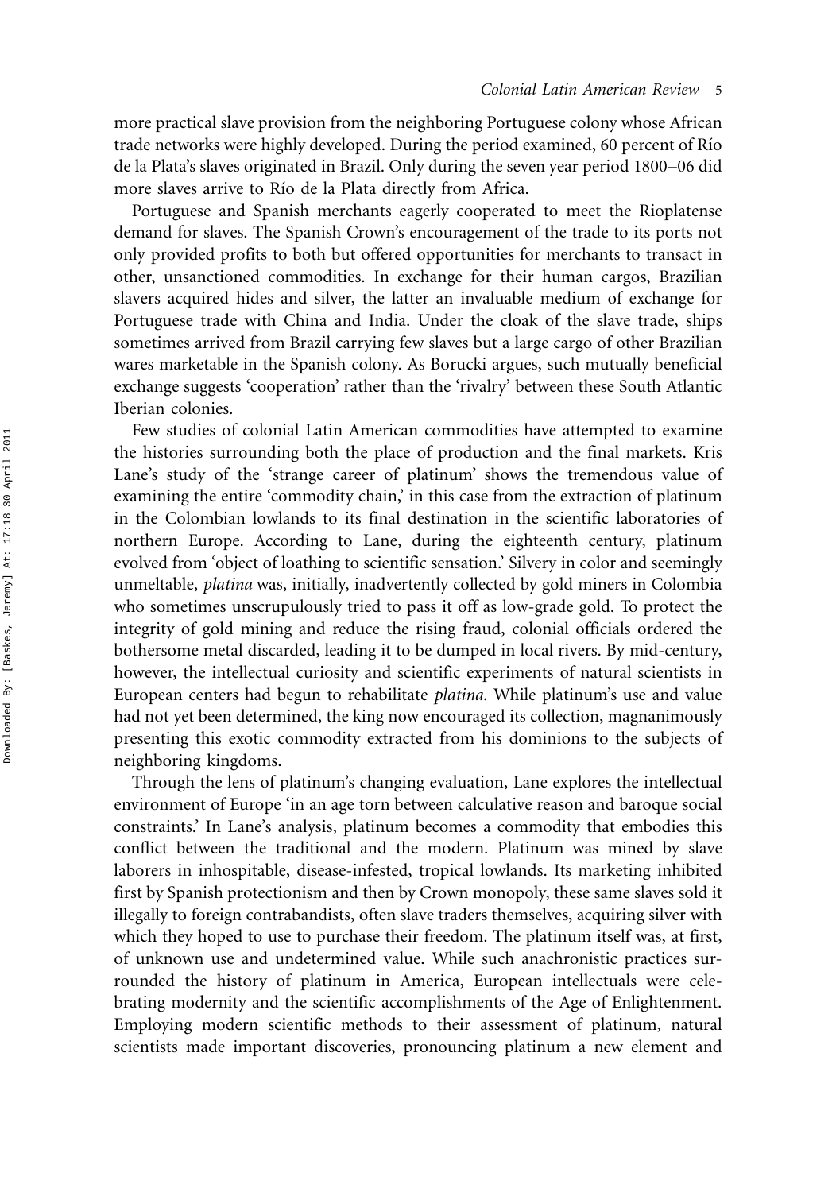more practical slave provision from the neighboring Portuguese colony whose African trade networks were highly developed. During the period examined, 60 percent of Río de la Plata's slaves originated in Brazil. Only during the seven year period 1800–06 did more slaves arrive to Río de la Plata directly from Africa.

Portuguese and Spanish merchants eagerly cooperated to meet the Rioplatense demand for slaves. The Spanish Crown's encouragement of the trade to its ports not only provided profits to both but offered opportunities for merchants to transact in other, unsanctioned commodities. In exchange for their human cargos, Brazilian slavers acquired hides and silver, the latter an invaluable medium of exchange for Portuguese trade with China and India. Under the cloak of the slave trade, ships sometimes arrived from Brazil carrying few slaves but a large cargo of other Brazilian wares marketable in the Spanish colony. As Borucki argues, such mutually beneficial exchange suggests 'cooperation' rather than the 'rivalry' between these South Atlantic Iberian colonies.

Few studies of colonial Latin American commodities have attempted to examine the histories surrounding both the place of production and the final markets. Kris Lane's study of the 'strange career of platinum' shows the tremendous value of examining the entire 'commodity chain,' in this case from the extraction of platinum in the Colombian lowlands to its final destination in the scientific laboratories of northern Europe. According to Lane, during the eighteenth century, platinum evolved from 'object of loathing to scientific sensation.' Silvery in color and seemingly unmeltable, *platina* was, initially, inadvertently collected by gold miners in Colombia who sometimes unscrupulously tried to pass it off as low-grade gold. To protect the integrity of gold mining and reduce the rising fraud, colonial officials ordered the bothersome metal discarded, leading it to be dumped in local rivers. By mid-century, however, the intellectual curiosity and scientific experiments of natural scientists in European centers had begun to rehabilitate *platina*. While platinum's use and value had not yet been determined, the king now encouraged its collection, magnanimously presenting this exotic commodity extracted from his dominions to the subjects of neighboring kingdoms.

Through the lens of platinum's changing evaluation, Lane explores the intellectual environment of Europe 'in an age torn between calculative reason and baroque social constraints.' In Lane's analysis, platinum becomes a commodity that embodies this conflict between the traditional and the modern. Platinum was mined by slave laborers in inhospitable, disease-infested, tropical lowlands. Its marketing inhibited first by Spanish protectionism and then by Crown monopoly, these same slaves sold it illegally to foreign contrabandists, often slave traders themselves, acquiring silver with which they hoped to use to purchase their freedom. The platinum itself was, at first, of unknown use and undetermined value. While such anachronistic practices surrounded the history of platinum in America, European intellectuals were celebrating modernity and the scientific accomplishments of the Age of Enlightenment. Employing modern scientific methods to their assessment of platinum, natural scientists made important discoveries, pronouncing platinum a new element and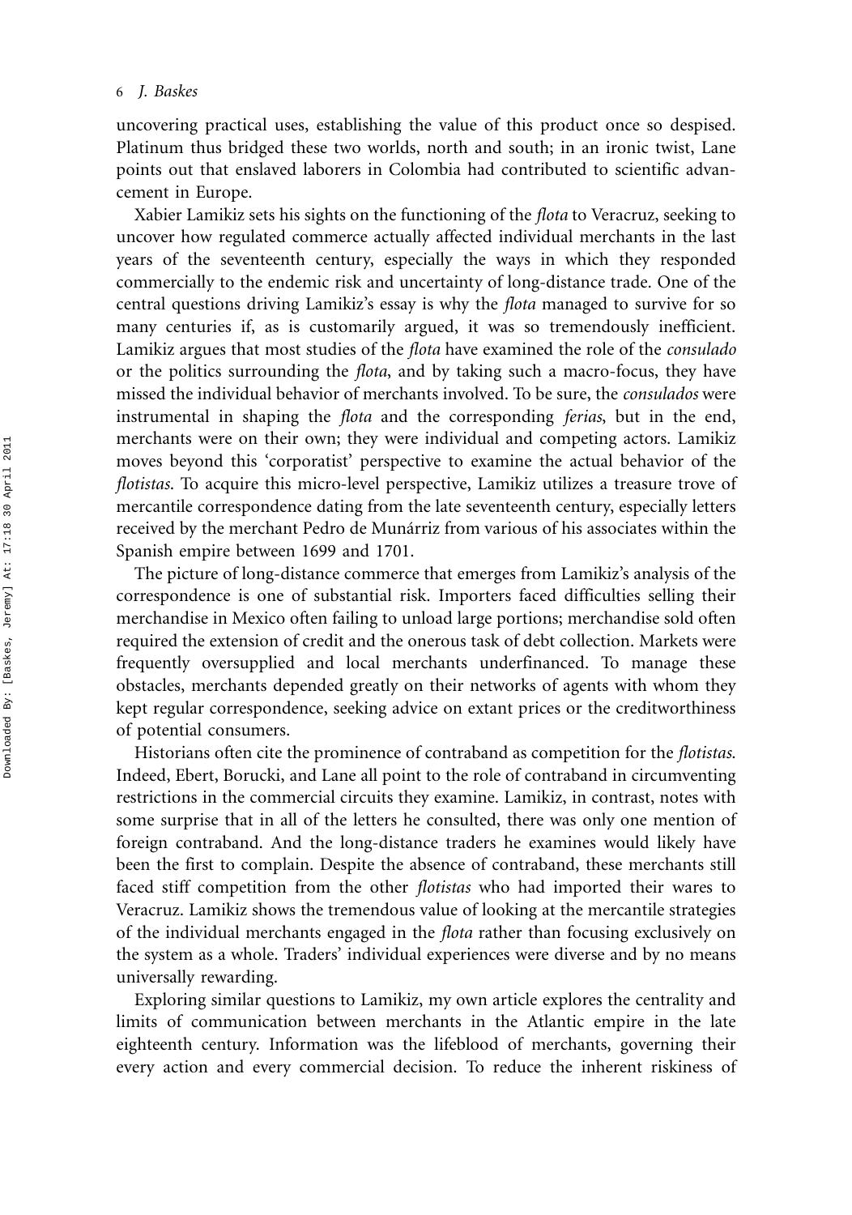uncovering practical uses, establishing the value of this product once so despised. Platinum thus bridged these two worlds, north and south; in an ironic twist, Lane points out that enslaved laborers in Colombia had contributed to scientific advancement in Europe.

Xabier Lamikiz sets his sights on the functioning of the *flota* to Veracruz, seeking to uncover how regulated commerce actually affected individual merchants in the last years of the seventeenth century, especially the ways in which they responded commercially to the endemic risk and uncertainty of long-distance trade. One of the central questions driving Lamikiz's essay is why the *flota* managed to survive for so many centuries if, as is customarily argued, it was so tremendously inefficient. Lamikiz argues that most studies of the *flota* have examined the role of the *consulado* or the politics surrounding the *flota*, and by taking such a macro-focus, they have missed the individual behavior of merchants involved. To be sure, the *consulados* were instrumental in shaping the *flota* and the corresponding *ferias*, but in the end, merchants were on their own; they were individual and competing actors. Lamikiz moves beyond this 'corporatist' perspective to examine the actual behavior of the *flotistas*. To acquire this micro-level perspective, Lamikiz utilizes a treasure trove of mercantile correspondence dating from the late seventeenth century, especially letters received by the merchant Pedro de Munárriz from various of his associates within the Spanish empire between 1699 and 1701.

The picture of long-distance commerce that emerges from Lamikiz's analysis of the correspondence is one of substantial risk. Importers faced difficulties selling their merchandise in Mexico often failing to unload large portions; merchandise sold often required the extension of credit and the onerous task of debt collection. Markets were frequently oversupplied and local merchants underfinanced. To manage these obstacles, merchants depended greatly on their networks of agents with whom they kept regular correspondence, seeking advice on extant prices or the creditworthiness of potential consumers.

Historians often cite the prominence of contraband as competition for the *flotistas.* Indeed, Ebert, Borucki, and Lane all point to the role of contraband in circumventing restrictions in the commercial circuits they examine. Lamikiz, in contrast, notes with some surprise that in all of the letters he consulted, there was only one mention of foreign contraband. And the long-distance traders he examines would likely have been the first to complain. Despite the absence of contraband, these merchants still faced stiff competition from the other *flotistas* who had imported their wares to Veracruz. Lamikiz shows the tremendous value of looking at the mercantile strategies of the individual merchants engaged in the *flota* rather than focusing exclusively on the system as a whole. Traders' individual experiences were diverse and by no means universally rewarding.

Exploring similar questions to Lamikiz, my own article explores the centrality and limits of communication between merchants in the Atlantic empire in the late eighteenth century. Information was the lifeblood of merchants, governing their every action and every commercial decision. To reduce the inherent riskiness of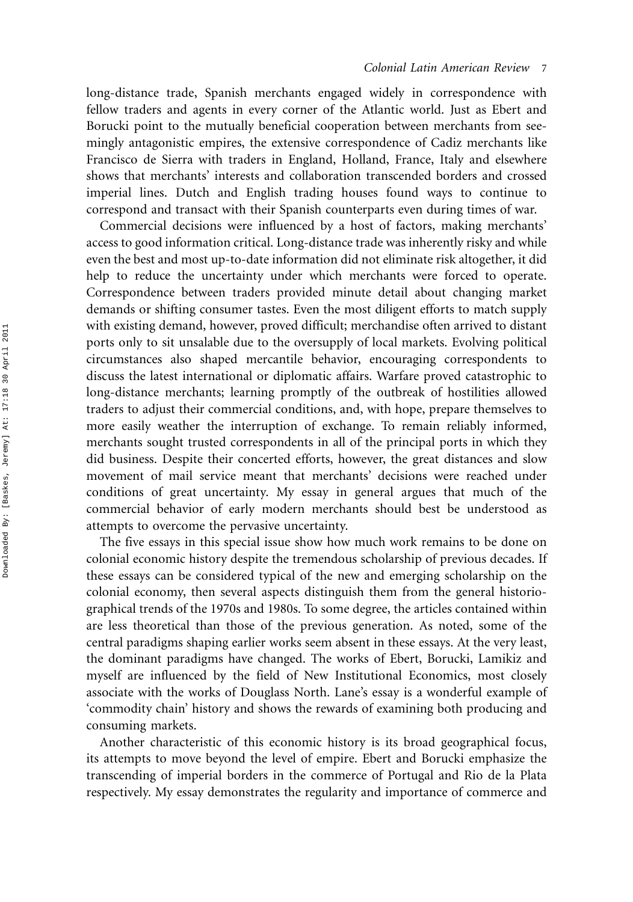long-distance trade, Spanish merchants engaged widely in correspondence with fellow traders and agents in every corner of the Atlantic world. Just as Ebert and Borucki point to the mutually beneficial cooperation between merchants from seemingly antagonistic empires, the extensive correspondence of Cadiz merchants like Francisco de Sierra with traders in England, Holland, France, Italy and elsewhere shows that merchants' interests and collaboration transcended borders and crossed imperial lines. Dutch and English trading houses found ways to continue to correspond and transact with their Spanish counterparts even during times of war.

Commercial decisions were influenced by a host of factors, making merchants' access to good information critical. Long-distance trade was inherently risky and while even the best and most up-to-date information did not eliminate risk altogether, it did help to reduce the uncertainty under which merchants were forced to operate. Correspondence between traders provided minute detail about changing market demands or shifting consumer tastes. Even the most diligent efforts to match supply with existing demand, however, proved difficult; merchandise often arrived to distant ports only to sit unsalable due to the oversupply of local markets. Evolving political circumstances also shaped mercantile behavior, encouraging correspondents to discuss the latest international or diplomatic affairs. Warfare proved catastrophic to long-distance merchants; learning promptly of the outbreak of hostilities allowed traders to adjust their commercial conditions, and, with hope, prepare themselves to more easily weather the interruption of exchange. To remain reliably informed, merchants sought trusted correspondents in all of the principal ports in which they did business. Despite their concerted efforts, however, the great distances and slow movement of mail service meant that merchants' decisions were reached under conditions of great uncertainty. My essay in general argues that much of the commercial behavior of early modern merchants should best be understood as attempts to overcome the pervasive uncertainty.

The five essays in this special issue show how much work remains to be done on colonial economic history despite the tremendous scholarship of previous decades. If these essays can be considered typical of the new and emerging scholarship on the colonial economy, then several aspects distinguish them from the general historiographical trends of the 1970s and 1980s. To some degree, the articles contained within are less theoretical than those of the previous generation. As noted, some of the central paradigms shaping earlier works seem absent in these essays. At the very least, the dominant paradigms have changed. The works of Ebert, Borucki, Lamikiz and myself are influenced by the field of New Institutional Economics, most closely associate with the works of Douglass North. Lane's essay is a wonderful example of 'commodity chain' history and shows the rewards of examining both producing and consuming markets.

Another characteristic of this economic history is its broad geographical focus, its attempts to move beyond the level of empire. Ebert and Borucki emphasize the transcending of imperial borders in the commerce of Portugal and Rio de la Plata respectively. My essay demonstrates the regularity and importance of commerce and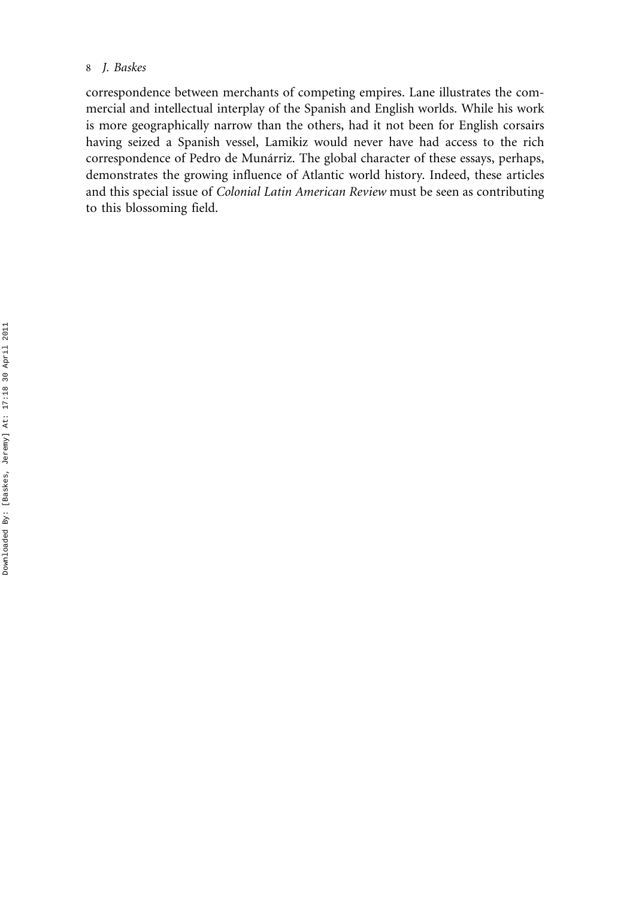correspondence between merchants of competing empires. Lane illustrates the commercial and intellectual interplay of the Spanish and English worlds. While his work is more geographically narrow than the others, had it not been for English corsairs having seized a Spanish vessel, Lamikiz would never have had access to the rich correspondence of Pedro de Munárriz. The global character of these essays, perhaps, demonstrates the growing influence of Atlantic world history. Indeed, these articles and this special issue of *Colonial Latin American Review* must be seen as contributing to this blossoming field.